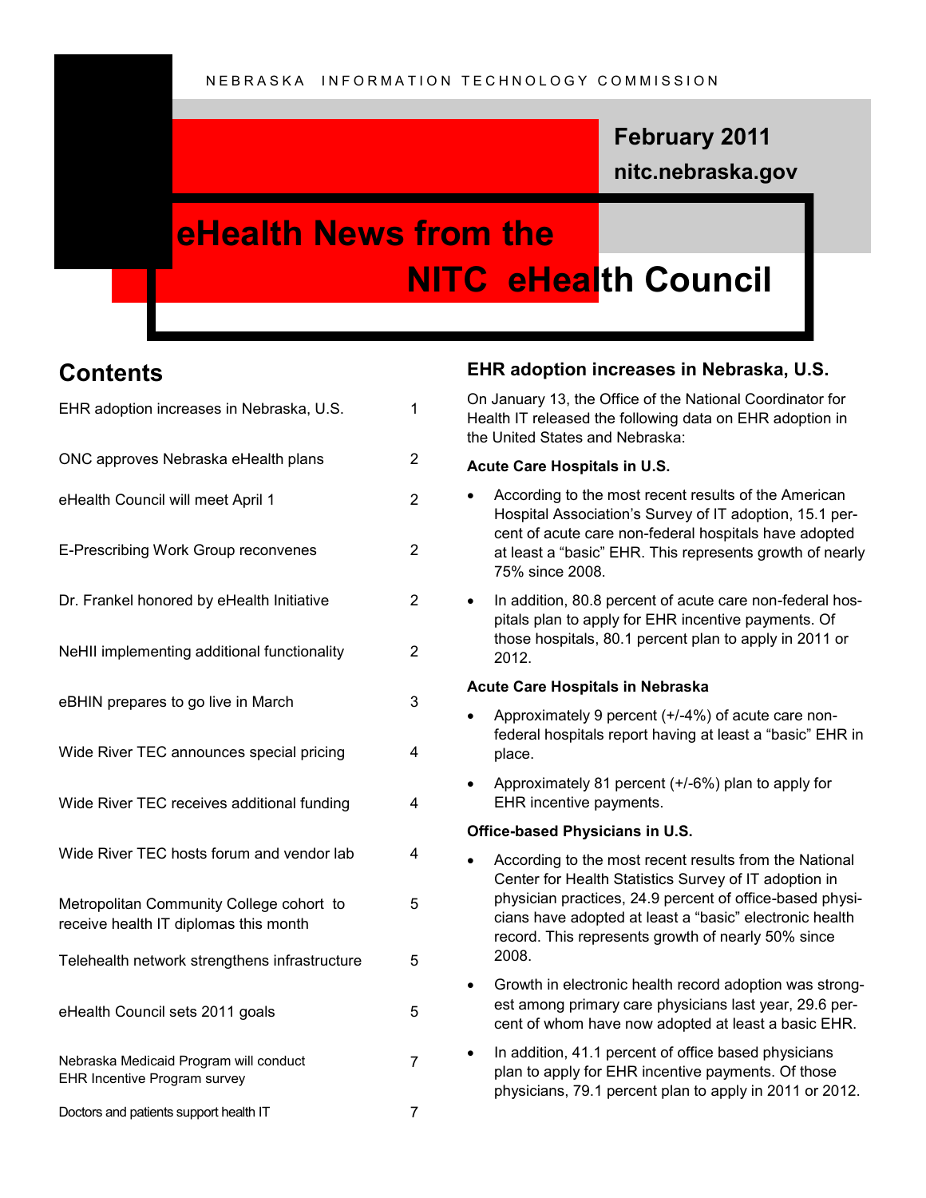NEBRASKA INFORMATION TECHNOLOGY COMMISSION

**February 2011**

**nitc.nebraska.gov**

# eHealth News from the NITC eHealth Council

## Contents

| | |
|---|---|
| EHR adoption increases in Nebraska, U.S. | 1 |
| ONC approves Nebraska eHealth plans | 2 |
| eHealth Council will meet April 1 | 2 |
| E-Prescribing Work Group reconvenes | 2 |
| Dr. Frankel honored by eHealth Initiative | 2 |
| NeHII implementing additional functionality | 2 |
| eBHIN prepares to go live in March | 3 |
| Wide River TEC announces special pricing | 4 |
| Wide River TEC receives additional funding | 4 |
| Wide River TEC hosts forum and vendor lab | 4 |
| Metropolitan Community College cohort to receive health IT diplomas this month | 5 |
| Telehealth network strengthens infrastructure | 5 |
| eHealth Council sets 2011 goals | 5 |
| Nebraska Medicaid Program will conduct EHR Incentive Program survey | 7 |
| Doctors and patients support health IT | 7 |

## EHR adoption increases in Nebraska, U.S.

On January 13, the Office of the National Coordinator for Health IT released the following data on EHR adoption in the United States and Nebraska:

**Acute Care Hospitals in U.S.**

- According to the most recent results of the American Hospital Association's Survey of IT adoption, 15.1 percent of acute care non-federal hospitals have adopted at least a "basic" EHR. This represents growth of nearly 75% since 2008.
- In addition, 80.8 percent of acute care non-federal hospitals plan to apply for EHR incentive payments. Of those hospitals, 80.1 percent plan to apply in 2011 or 2012.

**Acute Care Hospitals in Nebraska**

- Approximately 9 percent (+/-4%) of acute care non-federal hospitals report having at least a "basic" EHR in place.
- Approximately 81 percent (+/-6%) plan to apply for EHR incentive payments.

**Office-based Physicians in U.S.**

- According to the most recent results from the National Center for Health Statistics Survey of IT adoption in physician practices, 24.9 percent of office-based physicians have adopted at least a "basic" electronic health record. This represents growth of nearly 50% since 2008.
- Growth in electronic health record adoption was strongest among primary care physicians last year, 29.6 percent of whom have now adopted at least a basic EHR.
- In addition, 41.1 percent of office based physicians plan to apply for EHR incentive payments. Of those physicians, 79.1 percent plan to apply in 2011 or 2012.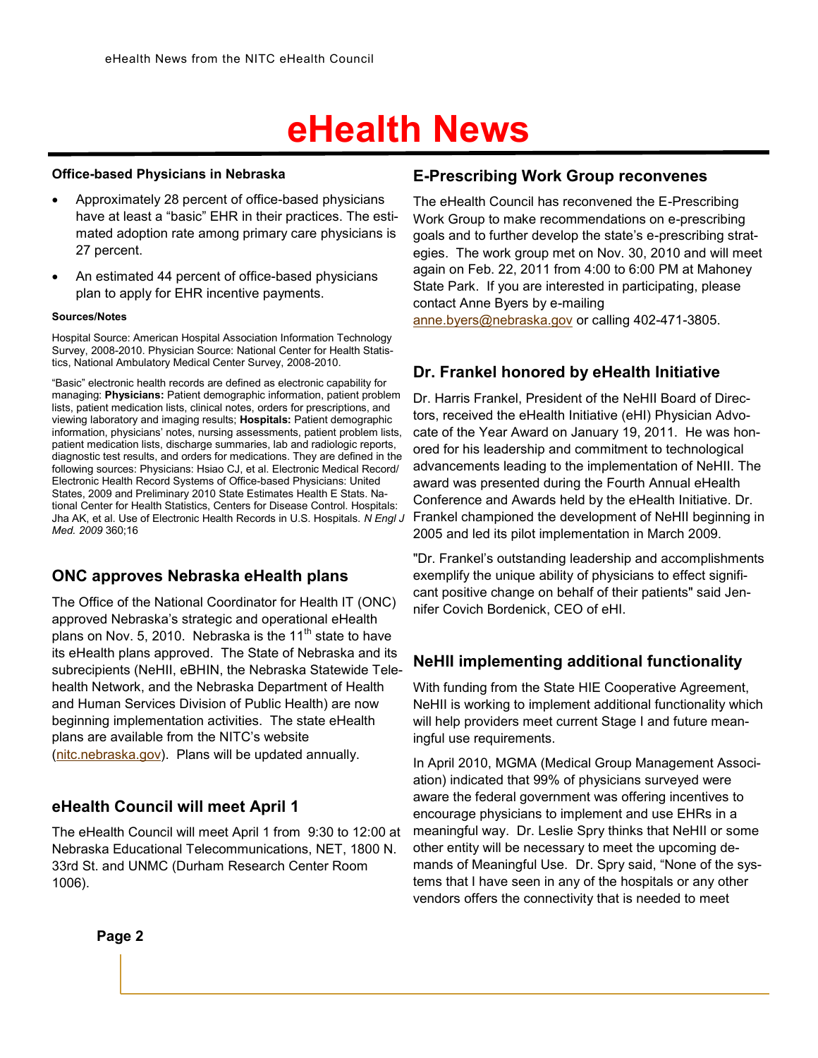# eHealth News

**Office-based Physicians in Nebraska**

- Approximately 28 percent of office-based physicians have at least a "basic" EHR in their practices. The estimated adoption rate among primary care physicians is 27 percent.
- An estimated 44 percent of office-based physicians plan to apply for EHR incentive payments.

**Sources/Notes**

Hospital Source: American Hospital Association Information Technology Survey, 2008-2010. Physician Source: National Center for Health Statistics, National Ambulatory Medical Center Survey, 2008-2010.

"Basic" electronic health records are defined as electronic capability for managing: **Physicians:** Patient demographic information, patient problem lists, patient medication lists, clinical notes, orders for prescriptions, and viewing laboratory and imaging results; **Hospitals:** Patient demographic information, physicians' notes, nursing assessments, patient problem lists, patient medication lists, discharge summaries, lab and radiologic reports, diagnostic test results, and orders for medications. They are defined in the following sources: Physicians: Hsiao CJ, et al. Electronic Medical Record/ Electronic Health Record Systems of Office-based Physicians: United States, 2009 and Preliminary 2010 State Estimates Health E Stats. National Center for Health Statistics, Centers for Disease Control. Hospitals: Jha AK, et al. Use of Electronic Health Records in U.S. Hospitals. *N Engl J Med. 2009* 360;16

## ONC approves Nebraska eHealth plans

The Office of the National Coordinator for Health IT (ONC) approved Nebraska's strategic and operational eHealth plans on Nov. 5, 2010. Nebraska is the 11th state to have its eHealth plans approved. The State of Nebraska and its subrecipients (NeHII, eBHIN, the Nebraska Statewide Telehealth Network, and the Nebraska Department of Health and Human Services Division of Public Health) are now beginning implementation activities. The state eHealth plans are available from the NITC's website (nitc.nebraska.gov). Plans will be updated annually.

## eHealth Council will meet April 1

The eHealth Council will meet April 1 from 9:30 to 12:00 at Nebraska Educational Telecommunications, NET, 1800 N. 33rd St. and UNMC (Durham Research Center Room 1006).

## E-Prescribing Work Group reconvenes

The eHealth Council has reconvened the E-Prescribing Work Group to make recommendations on e-prescribing goals and to further develop the state's e-prescribing strategies. The work group met on Nov. 30, 2010 and will meet again on Feb. 22, 2011 from 4:00 to 6:00 PM at Mahoney State Park. If you are interested in participating, please contact Anne Byers by e-mailing anne.byers@nebraska.gov or calling 402-471-3805.

## Dr. Frankel honored by eHealth Initiative

Dr. Harris Frankel, President of the NeHII Board of Directors, received the eHealth Initiative (eHI) Physician Advocate of the Year Award on January 19, 2011. He was honored for his leadership and commitment to technological advancements leading to the implementation of NeHII. The award was presented during the Fourth Annual eHealth Conference and Awards held by the eHealth Initiative. Dr. Frankel championed the development of NeHII beginning in 2005 and led its pilot implementation in March 2009.

"Dr. Frankel's outstanding leadership and accomplishments exemplify the unique ability of physicians to effect significant positive change on behalf of their patients" said Jennifer Covich Bordenick, CEO of eHI.

## NeHII implementing additional functionality

With funding from the State HIE Cooperative Agreement, NeHII is working to implement additional functionality which will help providers meet current Stage I and future meaningful use requirements.

In April 2010, MGMA (Medical Group Management Association) indicated that 99% of physicians surveyed were aware the federal government was offering incentives to encourage physicians to implement and use EHRs in a meaningful way. Dr. Leslie Spry thinks that NeHII or some other entity will be necessary to meet the upcoming demands of Meaningful Use. Dr. Spry said, "None of the systems that I have seen in any of the hospitals or any other vendors offers the connectivity that is needed to meet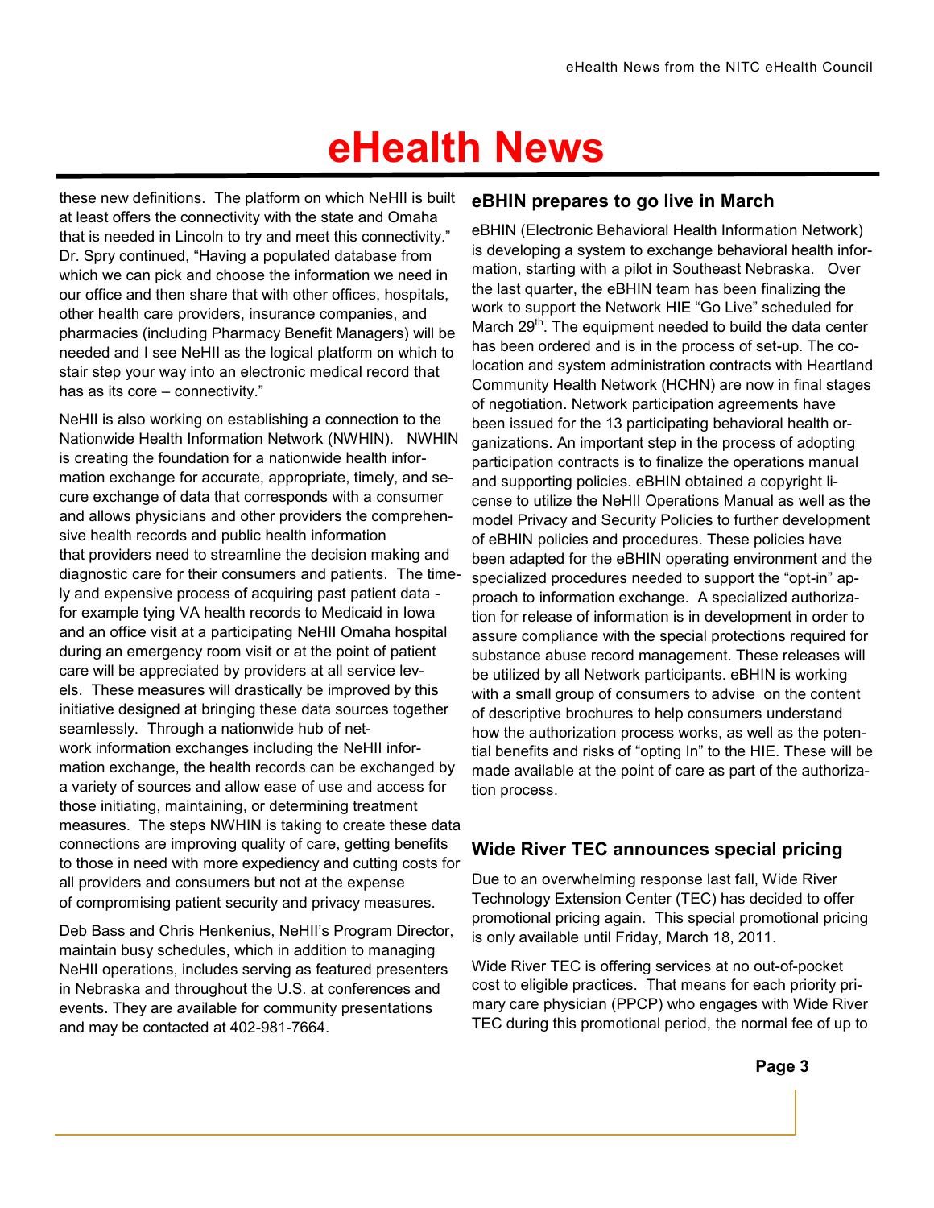# eHealth News

these new definitions. The platform on which NeHII is built at least offers the connectivity with the state and Omaha that is needed in Lincoln to try and meet this connectivity." Dr. Spry continued, "Having a populated database from which we can pick and choose the information we need in our office and then share that with other offices, hospitals, other health care providers, insurance companies, and pharmacies (including Pharmacy Benefit Managers) will be needed and I see NeHII as the logical platform on which to stair step your way into an electronic medical record that has as its core – connectivity."

NeHII is also working on establishing a connection to the Nationwide Health Information Network (NWHIN). NWHIN is creating the foundation for a nationwide health information exchange for accurate, appropriate, timely, and secure exchange of data that corresponds with a consumer and allows physicians and other providers the comprehensive health records and public health information that providers need to streamline the decision making and diagnostic care for their consumers and patients. The timely and expensive process of acquiring past patient data - for example tying VA health records to Medicaid in Iowa and an office visit at a participating NeHII Omaha hospital during an emergency room visit or at the point of patient care will be appreciated by providers at all service levels. These measures will drastically be improved by this initiative designed at bringing these data sources together seamlessly. Through a nationwide hub of network information exchanges including the NeHII information exchange, the health records can be exchanged by a variety of sources and allow ease of use and access for those initiating, maintaining, or determining treatment measures. The steps NWHIN is taking to create these data connections are improving quality of care, getting benefits to those in need with more expediency and cutting costs for all providers and consumers but not at the expense of compromising patient security and privacy measures.

Deb Bass and Chris Henkenius, NeHII's Program Director, maintain busy schedules, which in addition to managing NeHII operations, includes serving as featured presenters in Nebraska and throughout the U.S. at conferences and events. They are available for community presentations and may be contacted at 402-981-7664.

## eBHIN prepares to go live in March

eBHIN (Electronic Behavioral Health Information Network) is developing a system to exchange behavioral health information, starting with a pilot in Southeast Nebraska. Over the last quarter, the eBHIN team has been finalizing the work to support the Network HIE "Go Live" scheduled for March 29th. The equipment needed to build the data center has been ordered and is in the process of set-up. The co-location and system administration contracts with Heartland Community Health Network (HCHN) are now in final stages of negotiation. Network participation agreements have been issued for the 13 participating behavioral health organizations. An important step in the process of adopting participation contracts is to finalize the operations manual and supporting policies. eBHIN obtained a copyright license to utilize the NeHII Operations Manual as well as the model Privacy and Security Policies to further development of eBHIN policies and procedures. These policies have been adapted for the eBHIN operating environment and the specialized procedures needed to support the "opt-in" approach to information exchange. A specialized authorization for release of information is in development in order to assure compliance with the special protections required for substance abuse record management. These releases will be utilized by all Network participants. eBHIN is working with a small group of consumers to advise on the content of descriptive brochures to help consumers understand how the authorization process works, as well as the potential benefits and risks of "opting In" to the HIE. These will be made available at the point of care as part of the authorization process.

## Wide River TEC announces special pricing

Due to an overwhelming response last fall, Wide River Technology Extension Center (TEC) has decided to offer promotional pricing again. This special promotional pricing is only available until Friday, March 18, 2011.

Wide River TEC is offering services at no out-of-pocket cost to eligible practices. That means for each priority primary care physician (PPCP) who engages with Wide River TEC during this promotional period, the normal fee of up to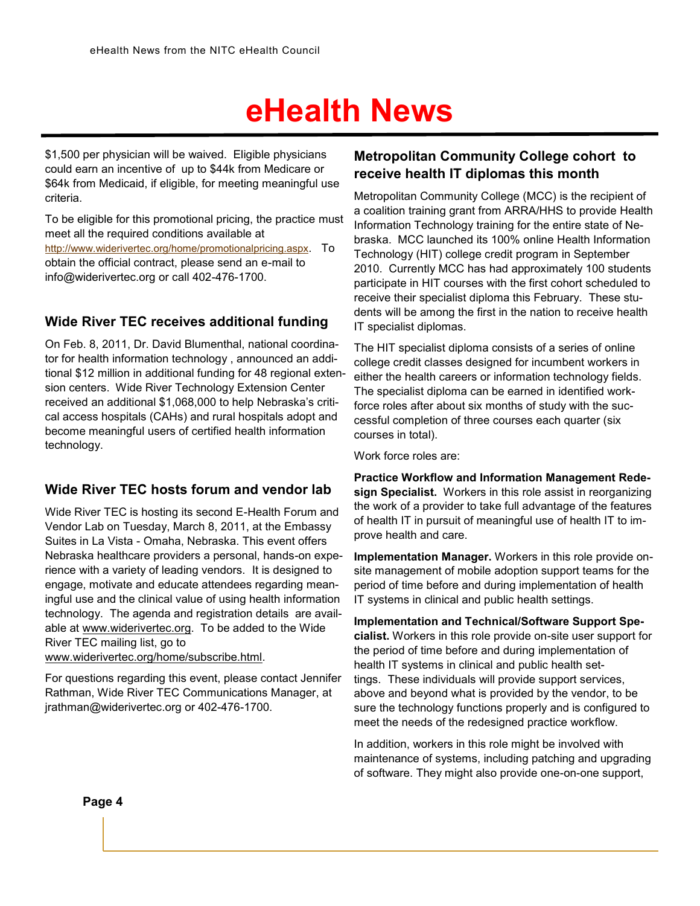# eHealth News

$1,500 per physician will be waived. Eligible physicians could earn an incentive of up to $44k from Medicare or $64k from Medicaid, if eligible, for meeting meaningful use criteria.

To be eligible for this promotional pricing, the practice must meet all the required conditions available at http://www.widerivertec.org/home/promotionalpricing.aspx. To obtain the official contract, please send an e-mail to info@widerivertec.org or call 402-476-1700.

## Wide River TEC receives additional funding

On Feb. 8, 2011, Dr. David Blumenthal, national coordinator for health information technology , announced an additional $12 million in additional funding for 48 regional extension centers. Wide River Technology Extension Center received an additional $1,068,000 to help Nebraska's critical access hospitals (CAHs) and rural hospitals adopt and become meaningful users of certified health information technology.

## Wide River TEC hosts forum and vendor lab

Wide River TEC is hosting its second E-Health Forum and Vendor Lab on Tuesday, March 8, 2011, at the Embassy Suites in La Vista - Omaha, Nebraska. This event offers Nebraska healthcare providers a personal, hands-on experience with a variety of leading vendors. It is designed to engage, motivate and educate attendees regarding meaningful use and the clinical value of using health information technology. The agenda and registration details are available at www.widerivertec.org. To be added to the Wide River TEC mailing list, go to www.widerivertec.org/home/subscribe.html.

For questions regarding this event, please contact Jennifer Rathman, Wide River TEC Communications Manager, at jrathman@widerivertec.org or 402-476-1700.

## Metropolitan Community College cohort to receive health IT diplomas this month

Metropolitan Community College (MCC) is the recipient of a coalition training grant from ARRA/HHS to provide Health Information Technology training for the entire state of Nebraska. MCC launched its 100% online Health Information Technology (HIT) college credit program in September 2010. Currently MCC has had approximately 100 students participate in HIT courses with the first cohort scheduled to receive their specialist diploma this February. These students will be among the first in the nation to receive health IT specialist diplomas.

The HIT specialist diploma consists of a series of online college credit classes designed for incumbent workers in either the health careers or information technology fields. The specialist diploma can be earned in identified workforce roles after about six months of study with the successful completion of three courses each quarter (six courses in total).

Work force roles are:

**Practice Workflow and Information Management Redesign Specialist.** Workers in this role assist in reorganizing the work of a provider to take full advantage of the features of health IT in pursuit of meaningful use of health IT to improve health and care.

**Implementation Manager.** Workers in this role provide on-site management of mobile adoption support teams for the period of time before and during implementation of health IT systems in clinical and public health settings.

**Implementation and Technical/Software Support Specialist.** Workers in this role provide on-site user support for the period of time before and during implementation of health IT systems in clinical and public health settings. These individuals will provide support services, above and beyond what is provided by the vendor, to be sure the technology functions properly and is configured to meet the needs of the redesigned practice workflow.

In addition, workers in this role might be involved with maintenance of systems, including patching and upgrading of software. They might also provide one-on-one support,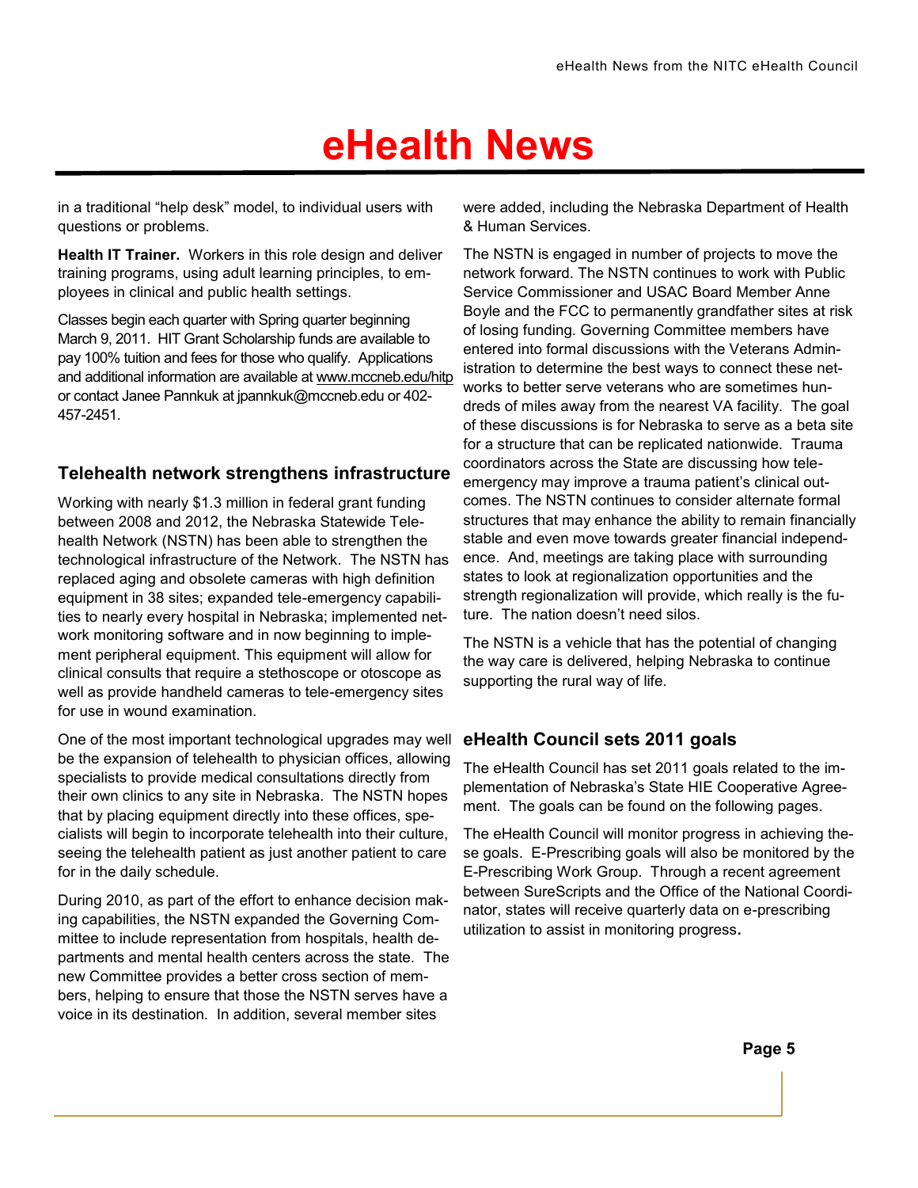# eHealth News

in a traditional "help desk" model, to individual users with questions or problems.

**Health IT Trainer.** Workers in this role design and deliver training programs, using adult learning principles, to employees in clinical and public health settings.

Classes begin each quarter with Spring quarter beginning March 9, 2011. HIT Grant Scholarship funds are available to pay 100% tuition and fees for those who qualify. Applications and additional information are available at www.mccneb.edu/hitp or contact Janee Pannkuk at jpannkuk@mccneb.edu or 402-457-2451.

## Telehealth network strengthens infrastructure

Working with nearly $1.3 million in federal grant funding between 2008 and 2012, the Nebraska Statewide Telehealth Network (NSTN) has been able to strengthen the technological infrastructure of the Network. The NSTN has replaced aging and obsolete cameras with high definition equipment in 38 sites; expanded tele-emergency capabilities to nearly every hospital in Nebraska; implemented network monitoring software and in now beginning to implement peripheral equipment. This equipment will allow for clinical consults that require a stethoscope or otoscope as well as provide handheld cameras to tele-emergency sites for use in wound examination.

One of the most important technological upgrades may well be the expansion of telehealth to physician offices, allowing specialists to provide medical consultations directly from their own clinics to any site in Nebraska. The NSTN hopes that by placing equipment directly into these offices, specialists will begin to incorporate telehealth into their culture, seeing the telehealth patient as just another patient to care for in the daily schedule.

During 2010, as part of the effort to enhance decision making capabilities, the NSTN expanded the Governing Committee to include representation from hospitals, health departments and mental health centers across the state. The new Committee provides a better cross section of members, helping to ensure that those the NSTN serves have a voice in its destination. In addition, several member sites were added, including the Nebraska Department of Health & Human Services.

The NSTN is engaged in number of projects to move the network forward. The NSTN continues to work with Public Service Commissioner and USAC Board Member Anne Boyle and the FCC to permanently grandfather sites at risk of losing funding. Governing Committee members have entered into formal discussions with the Veterans Administration to determine the best ways to connect these networks to better serve veterans who are sometimes hundreds of miles away from the nearest VA facility. The goal of these discussions is for Nebraska to serve as a beta site for a structure that can be replicated nationwide. Trauma coordinators across the State are discussing how tele-emergency may improve a trauma patient's clinical outcomes. The NSTN continues to consider alternate formal structures that may enhance the ability to remain financially stable and even move towards greater financial independence. And, meetings are taking place with surrounding states to look at regionalization opportunities and the strength regionalization will provide, which really is the future. The nation doesn't need silos.

The NSTN is a vehicle that has the potential of changing the way care is delivered, helping Nebraska to continue supporting the rural way of life.

## eHealth Council sets 2011 goals

The eHealth Council has set 2011 goals related to the implementation of Nebraska's State HIE Cooperative Agreement. The goals can be found on the following pages.

The eHealth Council will monitor progress in achieving these goals. E-Prescribing goals will also be monitored by the E-Prescribing Work Group. Through a recent agreement between SureScripts and the Office of the National Coordinator, states will receive quarterly data on e-prescribing utilization to assist in monitoring progress.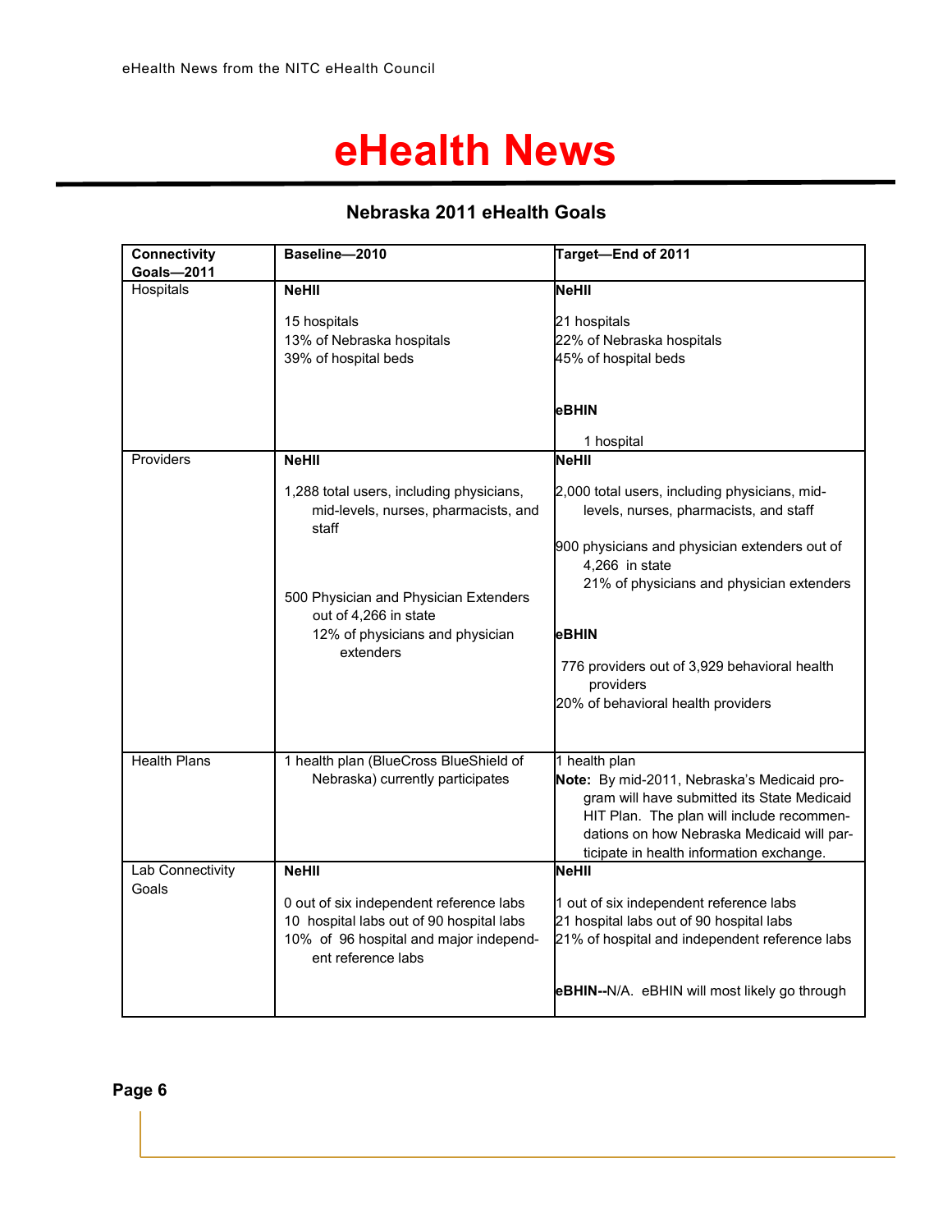# eHealth News

## Nebraska 2011 eHealth Goals

| Connectivity Goals—2011 | Baseline—2010 | Target—End of 2011 |
|---|---|---|
| Hospitals | **NeHII**<br><br>15 hospitals<br>13% of Nebraska hospitals<br>39% of hospital beds | **NeHII**<br><br>21 hospitals<br>22% of Nebraska hospitals<br>45% of hospital beds<br><br>**eBHIN**<br><br>1 hospital |
| Providers | **NeHII**<br><br>1,288 total users, including physicians, mid-levels, nurses, pharmacists, and staff<br><br>500 Physician and Physician Extenders out of 4,266 in state<br>12% of physicians and physician extenders | **NeHII**<br><br>2,000 total users, including physicians, mid-levels, nurses, pharmacists, and staff<br><br>900 physicians and physician extenders out of 4,266 in state<br>21% of physicians and physician extenders<br><br>**eBHIN**<br><br>776 providers out of 3,929 behavioral health providers<br>20% of behavioral health providers |
| Health Plans | 1 health plan (BlueCross BlueShield of Nebraska) currently participates | 1 health plan<br>**Note:** By mid-2011, Nebraska's Medicaid program will have submitted its State Medicaid HIT Plan. The plan will include recommendations on how Nebraska Medicaid will participate in health information exchange. |
| Lab Connectivity Goals | **NeHII**<br><br>0 out of six independent reference labs<br>10 hospital labs out of 90 hospital labs<br>10% of 96 hospital and major independent reference labs | **NeHII**<br><br>1 out of six independent reference labs<br>21 hospital labs out of 90 hospital labs<br>21% of hospital and independent reference labs<br><br>**eBHIN--**N/A. eBHIN will most likely go through |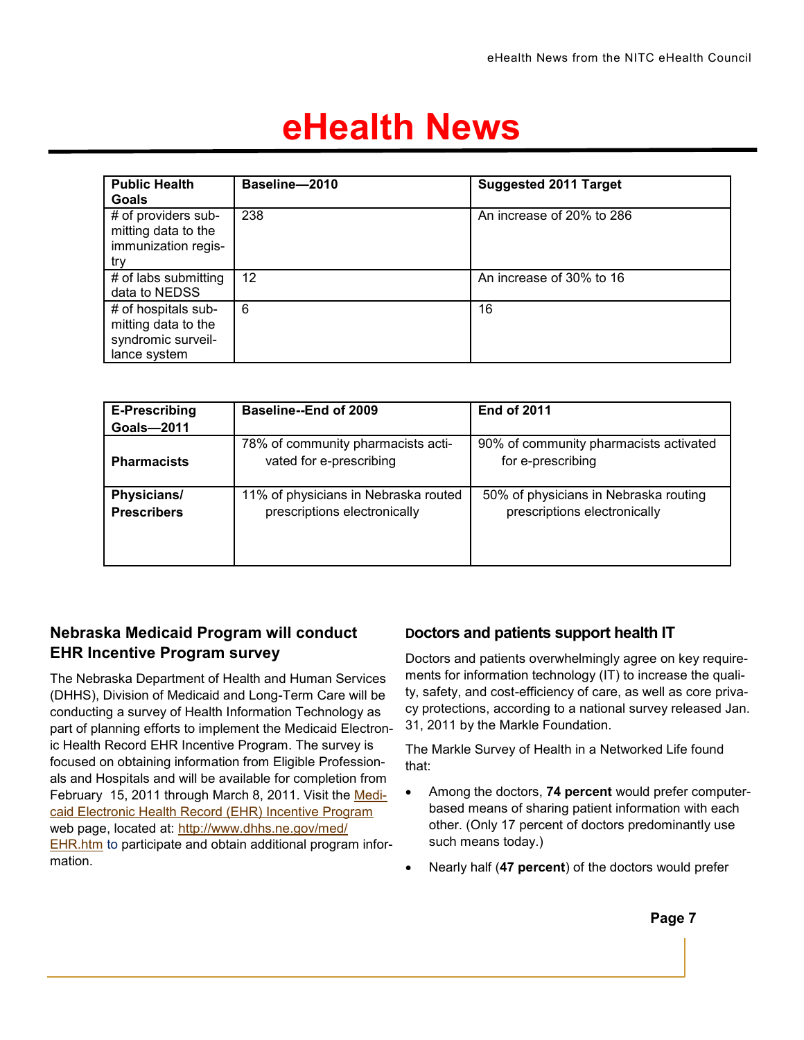# eHealth News

| Public Health Goals | Baseline—2010 | Suggested 2011 Target |
|---|---|---|
| # of providers submitting data to the immunization registry | 238 | An increase of 20% to 286 |
| # of labs submitting data to NEDSS | 12 | An increase of 30% to 16 |
| # of hospitals submitting data to the syndromic surveillance system | 6 | 16 |

| E-Prescribing Goals—2011 | Baseline--End of 2009 | End of 2011 |
|---|---|---|
| **Pharmacists** | 78% of community pharmacists activated for e-prescribing | 90% of community pharmacists activated for e-prescribing |
| **Physicians/ Prescribers** | 11% of physicians in Nebraska routed prescriptions electronically | 50% of physicians in Nebraska routing prescriptions electronically |

## Nebraska Medicaid Program will conduct EHR Incentive Program survey

The Nebraska Department of Health and Human Services (DHHS), Division of Medicaid and Long-Term Care will be conducting a survey of Health Information Technology as part of planning efforts to implement the Medicaid Electronic Health Record EHR Incentive Program. The survey is focused on obtaining information from Eligible Professionals and Hospitals and will be available for completion from February 15, 2011 through March 8, 2011. Visit the Medicaid Electronic Health Record (EHR) Incentive Program web page, located at: http://www.dhhs.ne.gov/med/EHR.htm to participate and obtain additional program information.

## Doctors and patients support health IT

Doctors and patients overwhelmingly agree on key requirements for information technology (IT) to increase the quality, safety, and cost-efficiency of care, as well as core privacy protections, according to a national survey released Jan. 31, 2011 by the Markle Foundation.

The Markle Survey of Health in a Networked Life found that:

- Among the doctors, **74 percent** would prefer computer-based means of sharing patient information with each other. (Only 17 percent of doctors predominantly use such means today.)
- Nearly half (**47 percent**) of the doctors would prefer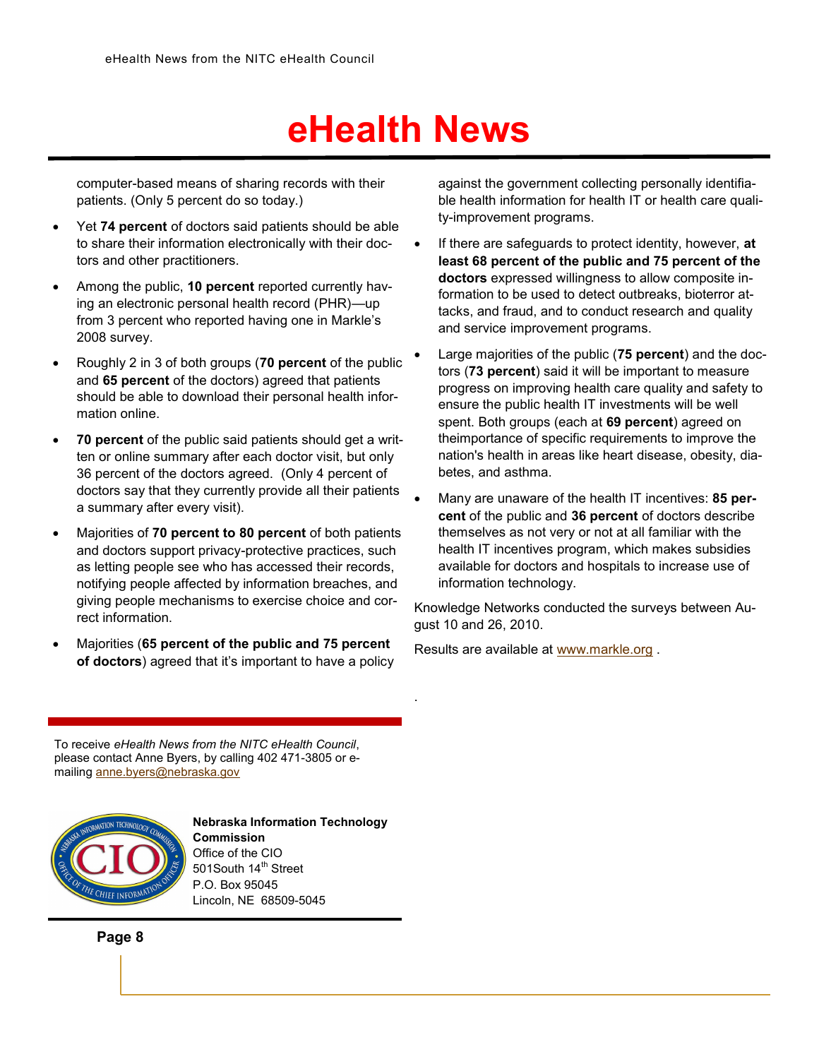computer-based means of sharing records with their patients. (Only 5 percent do so today.)

- Yet **74 percent** of doctors said patients should be able to share their information electronically with their doctors and other practitioners.
- Among the public, **10 percent** reported currently having an electronic personal health record (PHR)—up from 3 percent who reported having one in Markle's 2008 survey.
- Roughly 2 in 3 of both groups (**70 percent** of the public and **65 percent** of the doctors) agreed that patients should be able to download their personal health information online.
- **70 percent** of the public said patients should get a written or online summary after each doctor visit, but only 36 percent of the doctors agreed. (Only 4 percent of doctors say that they currently provide all their patients a summary after every visit).
- Majorities of **70 percent to 80 percent** of both patients and doctors support privacy-protective practices, such as letting people see who has accessed their records, notifying people affected by information breaches, and giving people mechanisms to exercise choice and correct information.
- Majorities (**65 percent of the public and 75 percent of doctors**) agreed that it's important to have a policy against the government collecting personally identifiable health information for health IT or health care quality-improvement programs.
- If there are safeguards to protect identity, however, **at least 68 percent of the public and 75 percent of the doctors** expressed willingness to allow composite information to be used to detect outbreaks, bioterror attacks, and fraud, and to conduct research and quality and service improvement programs.
- Large majorities of the public (**75 percent**) and the doctors (**73 percent**) said it will be important to measure progress on improving health care quality and safety to ensure the public health IT investments will be well spent. Both groups (each at **69 percent**) agreed on theimportance of specific requirements to improve the nation's health in areas like heart disease, obesity, diabetes, and asthma.
- Many are unaware of the health IT incentives: **85 percent** of the public and **36 percent** of doctors describe themselves as not very or not at all familiar with the health IT incentives program, which makes subsidies available for doctors and hospitals to increase use of information technology.

Knowledge Networks conducted the surveys between August 10 and 26, 2010.

Results are available at www.markle.org .

To receive *eHealth News from the NITC eHealth Council*, please contact Anne Byers, by calling 402 471-3805 or e-mailing anne.byers@nebraska.gov

**Nebraska Information Technology Commission**
Office of the CIO
501South 14th Street
P.O. Box 95045
Lincoln, NE 68509-5045